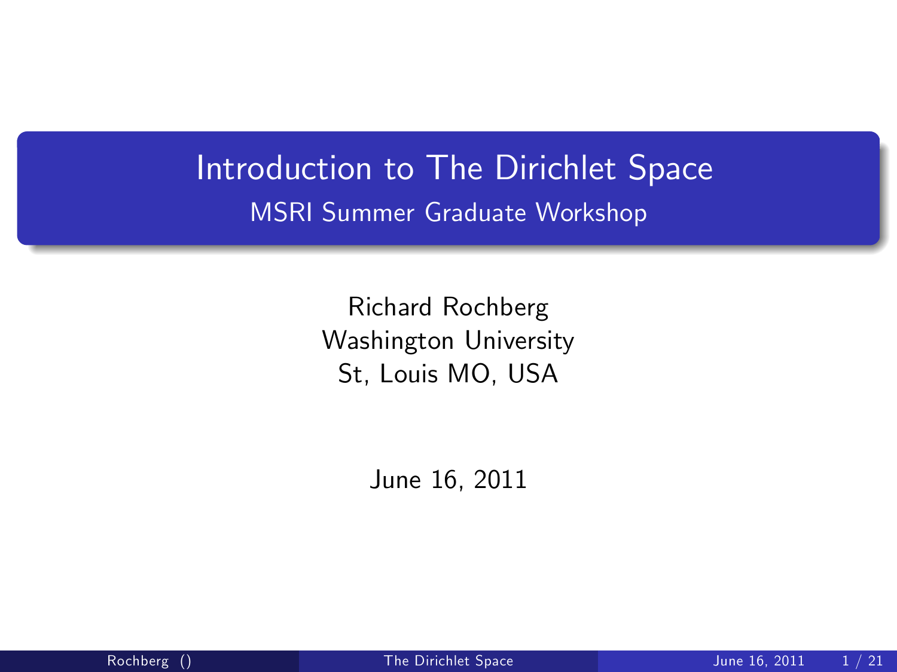# Introduction to The Dirichlet Space

## MSRI Summer Graduate Workshop

Richard Rochberg
Washington University
St, Louis MO, USA

June 16, 2011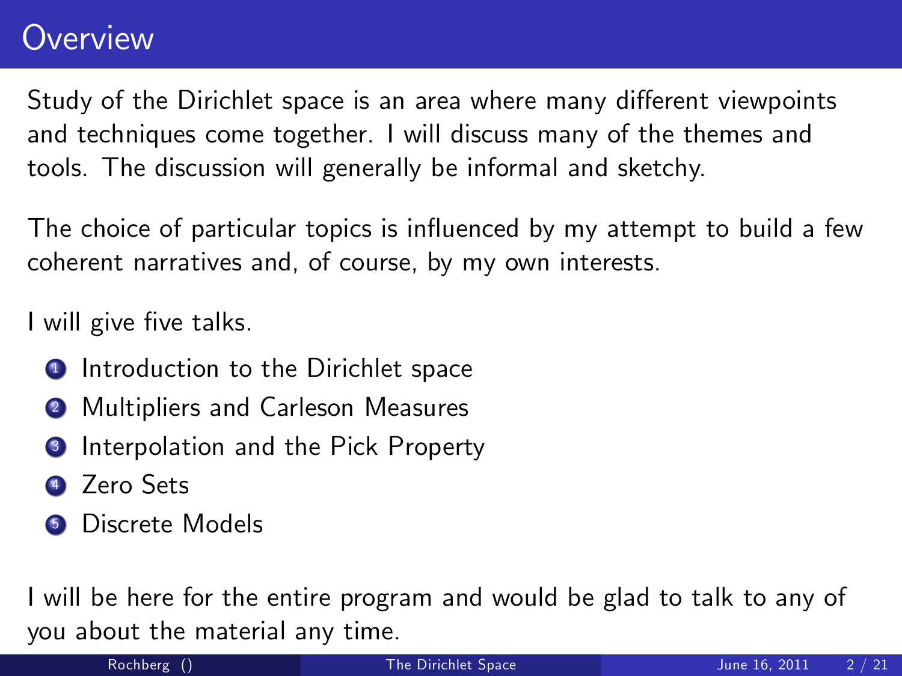# Overview

Study of the Dirichlet space is an area where many different viewpoints and techniques come together. I will discuss many of the themes and tools. The discussion will generally be informal and sketchy.

The choice of particular topics is influenced by my attempt to build a few coherent narratives and, of course, by my own interests.

I will give five talks.

1. Introduction to the Dirichlet space
2. Multipliers and Carleson Measures
3. Interpolation and the Pick Property
4. Zero Sets
5. Discrete Models

I will be here for the entire program and would be glad to talk to any of you about the material any time.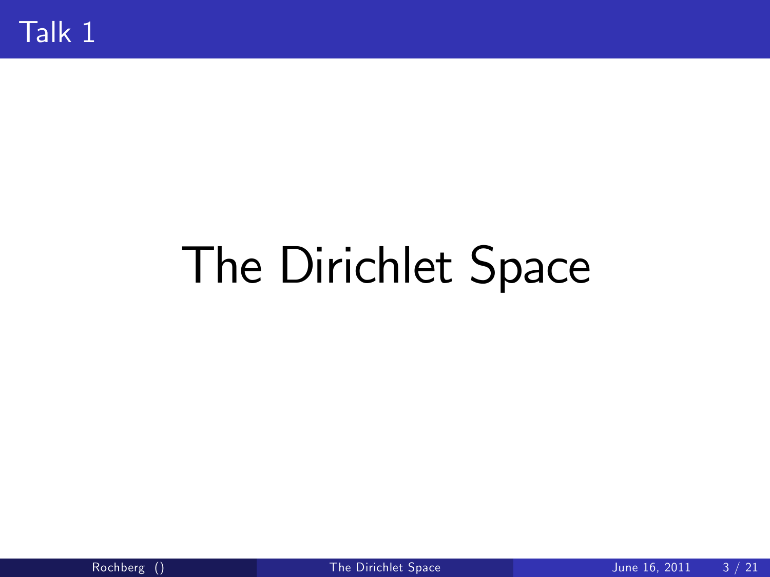## Talk 1

# The Dirichlet Space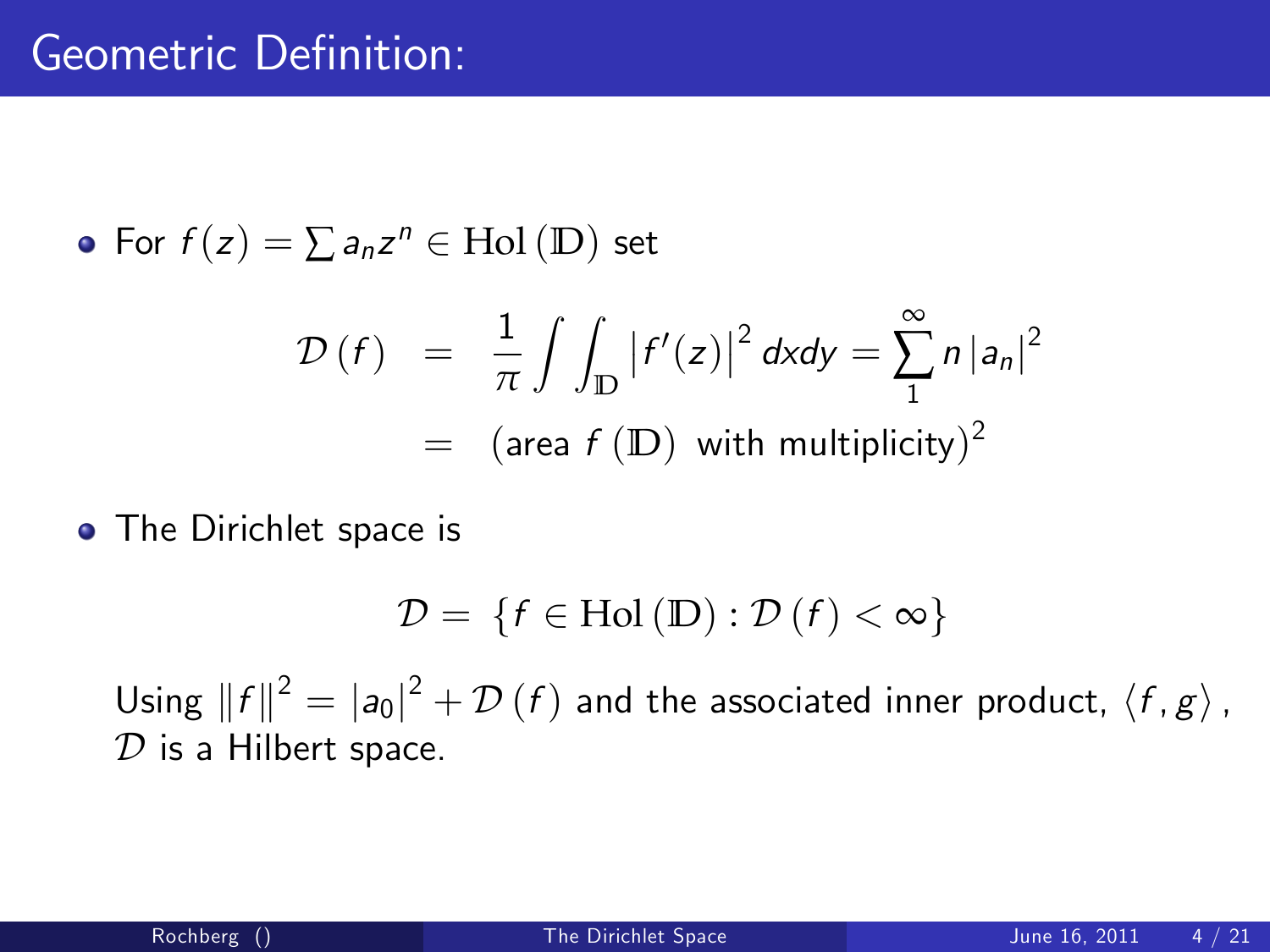# Geometric Definition:

- For $f(z) = \sum a_n z^n \in \mathrm{Hol}(\mathbb{D})$ set

$$
\begin{aligned}
\mathcal{D}(f) &= \frac{1}{\pi} \int \int_{\mathbb{D}} \left| f'(z) \right|^2 dxdy = \sum_{1}^{\infty} n \left| a_n \right|^2 \\
&= (\text{area } f(\mathbb{D}) \text{ with multiplicity})^2
\end{aligned}
$$

- The Dirichlet space is

$$
\mathcal{D} = \{ f \in \mathrm{Hol}(\mathbb{D}) : \mathcal{D}(f) < \infty \}
$$

Using $\|f\|^2 = |a_0|^2 + \mathcal{D}(f)$ and the associated inner product, $\langle f, g \rangle$, $\mathcal{D}$ is a Hilbert space.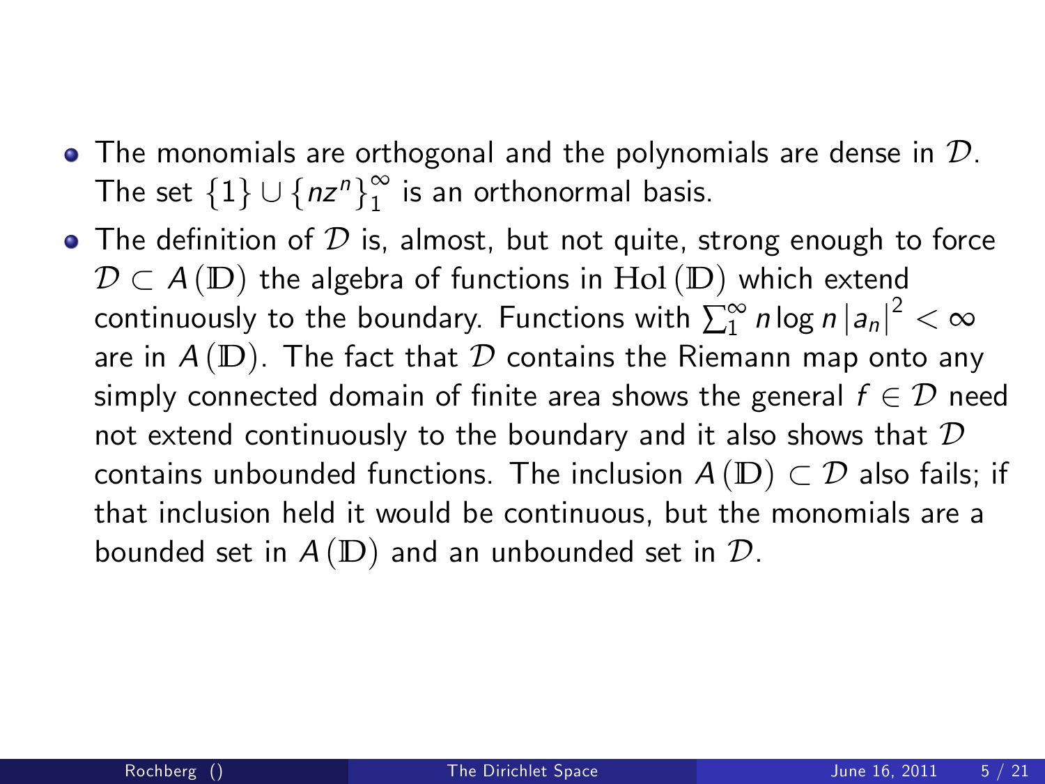- The monomials are orthogonal and the polynomials are dense in $\mathcal{D}$. The set $\{1\} \cup \{nz^n\}_1^\infty$ is an orthonormal basis.
- The definition of $\mathcal{D}$ is, almost, but not quite, strong enough to force $\mathcal{D} \subset A(\mathbb{D})$ the algebra of functions in $\mathrm{Hol}(\mathbb{D})$ which extend continuously to the boundary. Functions with $\sum_1^\infty n \log n \, |a_n|^2 < \infty$ are in $A(\mathbb{D})$. The fact that $\mathcal{D}$ contains the Riemann map onto any simply connected domain of finite area shows the general $f \in \mathcal{D}$ need not extend continuously to the boundary and it also shows that $\mathcal{D}$ contains unbounded functions. The inclusion $A(\mathbb{D}) \subset \mathcal{D}$ also fails; if that inclusion held it would be continuous, but the monomials are a bounded set in $A(\mathbb{D})$ and an unbounded set in $\mathcal{D}$.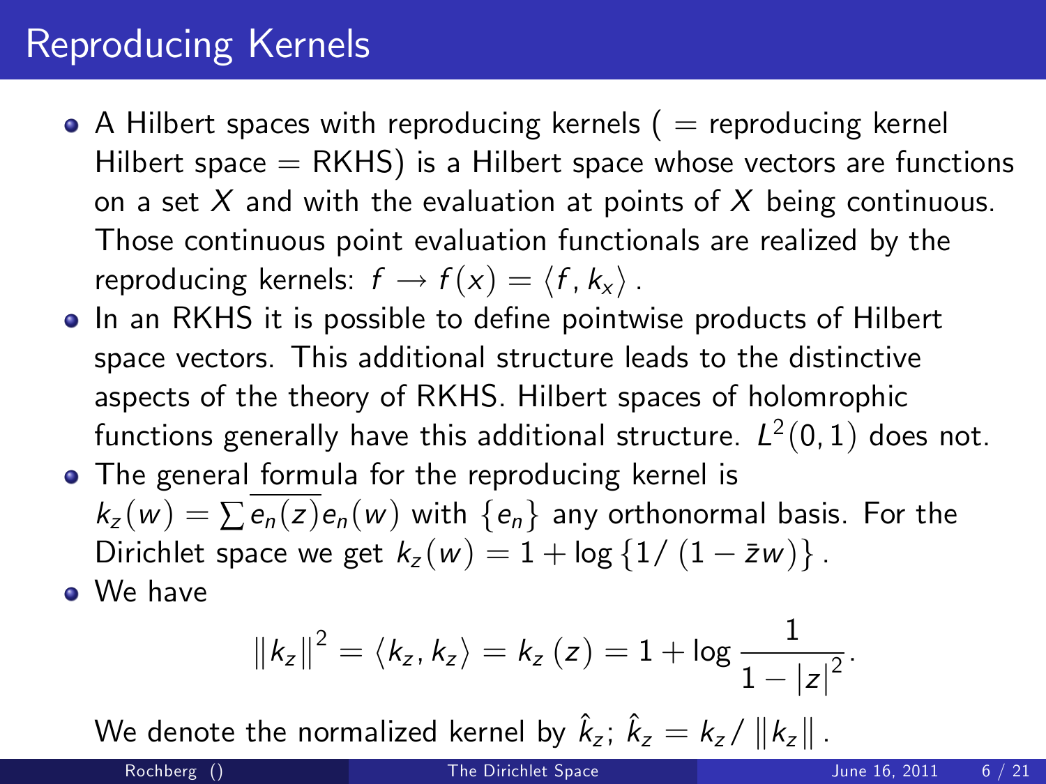# Reproducing Kernels

- A Hilbert spaces with reproducing kernels ( = reproducing kernel Hilbert space = RKHS) is a Hilbert space whose vectors are functions on a set $X$ and with the evaluation at points of $X$ being continuous. Those continuous point evaluation functionals are realized by the reproducing kernels: $f \to f(x) = \langle f, k_x \rangle$.
- In an RKHS it is possible to define pointwise products of Hilbert space vectors. This additional structure leads to the distinctive aspects of the theory of RKHS. Hilbert spaces of holomrophic functions generally have this additional structure. $L^2(0,1)$ does not.
- The general formula for the reproducing kernel is $k_z(w) = \sum \overline{e_n(z)} e_n(w)$ with $\{e_n\}$ any orthonormal basis. For the Dirichlet space we get $k_z(w) = 1 + \log \{1/(1 - \bar{z}w)\}$.
- We have

$$\|k_z\|^2 = \langle k_z, k_z \rangle = k_z(z) = 1 + \log \frac{1}{1 - |z|^2}.$$

We denote the normalized kernel by $\hat{k}_z$; $\hat{k}_z = k_z / \|k_z\|$.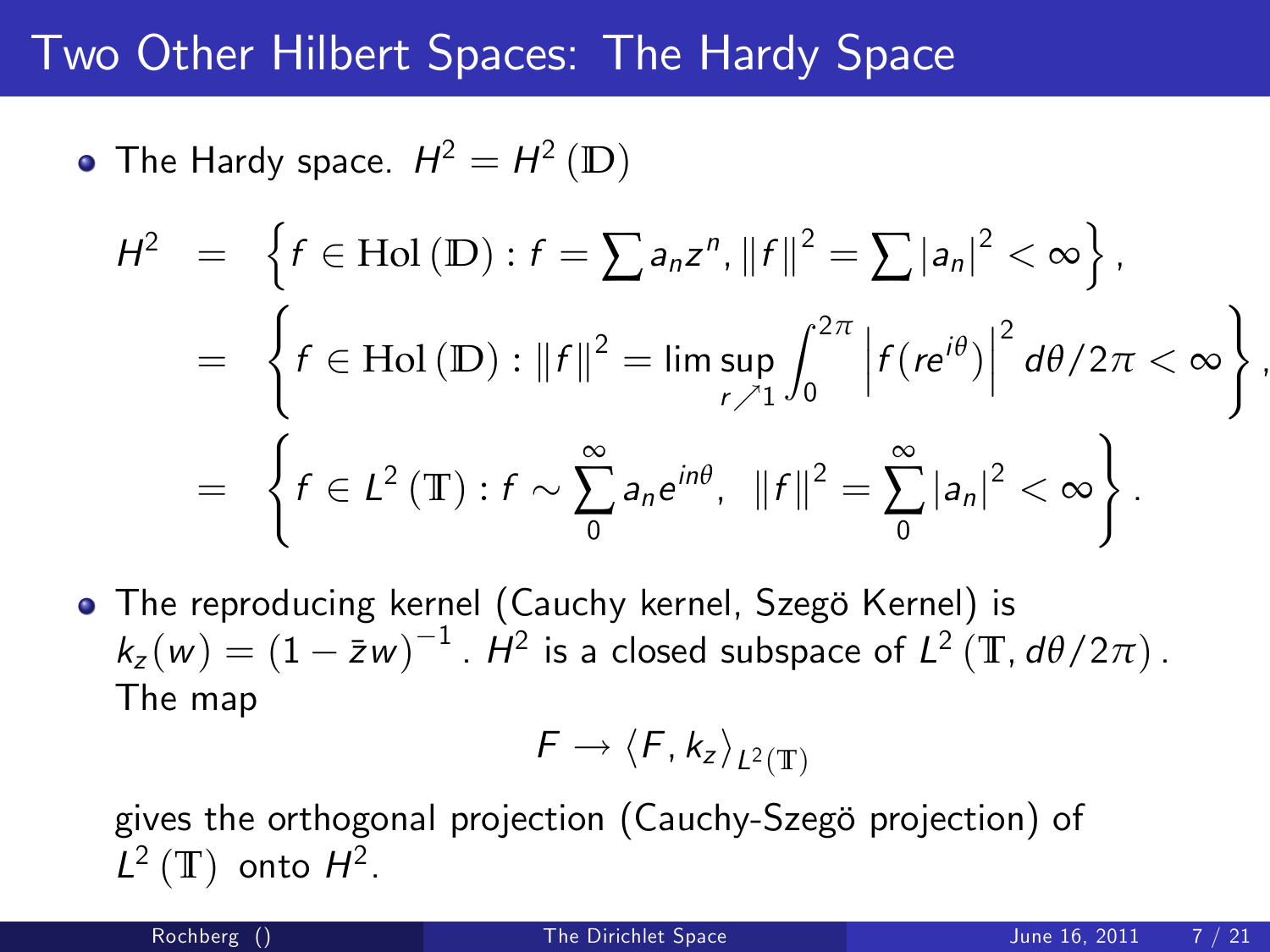# Two Other Hilbert Spaces: The Hardy Space

- The Hardy space. $H^2 = H^2(\mathbb{D})$

$$
\begin{aligned}
H^2 &= \left\{ f \in \mathrm{Hol}(\mathbb{D}) : f = \sum a_n z^n, \|f\|^2 = \sum |a_n|^2 < \infty \right\}, \\
&= \left\{ f \in \mathrm{Hol}(\mathbb{D}) : \|f\|^2 = \limsup_{r \nearrow 1} \int_0^{2\pi} \left| f(re^{i\theta}) \right|^2 d\theta/2\pi < \infty \right\}, \\
&= \left\{ f \in L^2(\mathbb{T}) : f \sim \sum_0^\infty a_n e^{in\theta}, \ \|f\|^2 = \sum_0^\infty |a_n|^2 < \infty \right\}.
\end{aligned}
$$

- The reproducing kernel (Cauchy kernel, Szegö Kernel) is $k_z(w) = (1 - \bar{z}w)^{-1}$. $H^2$ is a closed subspace of $L^2(\mathbb{T}, d\theta/2\pi)$. The map

$$
F \longrightarrow \langle F, k_z \rangle_{L^2(\mathbb{T})}
$$

gives the orthogonal projection (Cauchy-Szegö projection) of $L^2(\mathbb{T})$ onto $H^2$.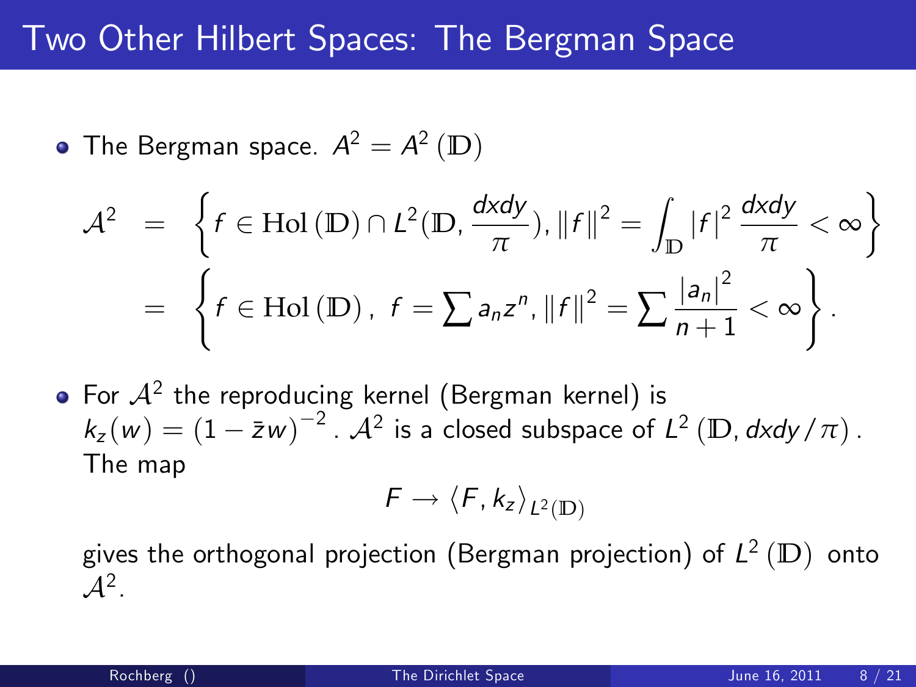# Two Other Hilbert Spaces: The Bergman Space

- The Bergman space. $A^2 = A^2(\mathbb{D})$

$$
\begin{aligned}
\mathcal{A}^2 &= \left\{ f \in \mathrm{Hol}(\mathbb{D}) \cap L^2(\mathbb{D}, \frac{dxdy}{\pi}), \|f\|^2 = \int_{\mathbb{D}} |f|^2 \frac{dxdy}{\pi} < \infty \right\} \\
&= \left\{ f \in \mathrm{Hol}(\mathbb{D}),\ f = \sum a_n z^n, \|f\|^2 = \sum \frac{|a_n|^2}{n+1} < \infty \right\}.
\end{aligned}
$$

- For $\mathcal{A}^2$ the reproducing kernel (Bergman kernel) is $k_z(w) = (1 - \bar{z}w)^{-2}$. $\mathcal{A}^2$ is a closed subspace of $L^2(\mathbb{D}, dxdy/\pi)$. The map

$$
F \to \langle F, k_z \rangle_{L^2(\mathbb{D})}
$$

gives the orthogonal projection (Bergman projection) of $L^2(\mathbb{D})$ onto $\mathcal{A}^2$.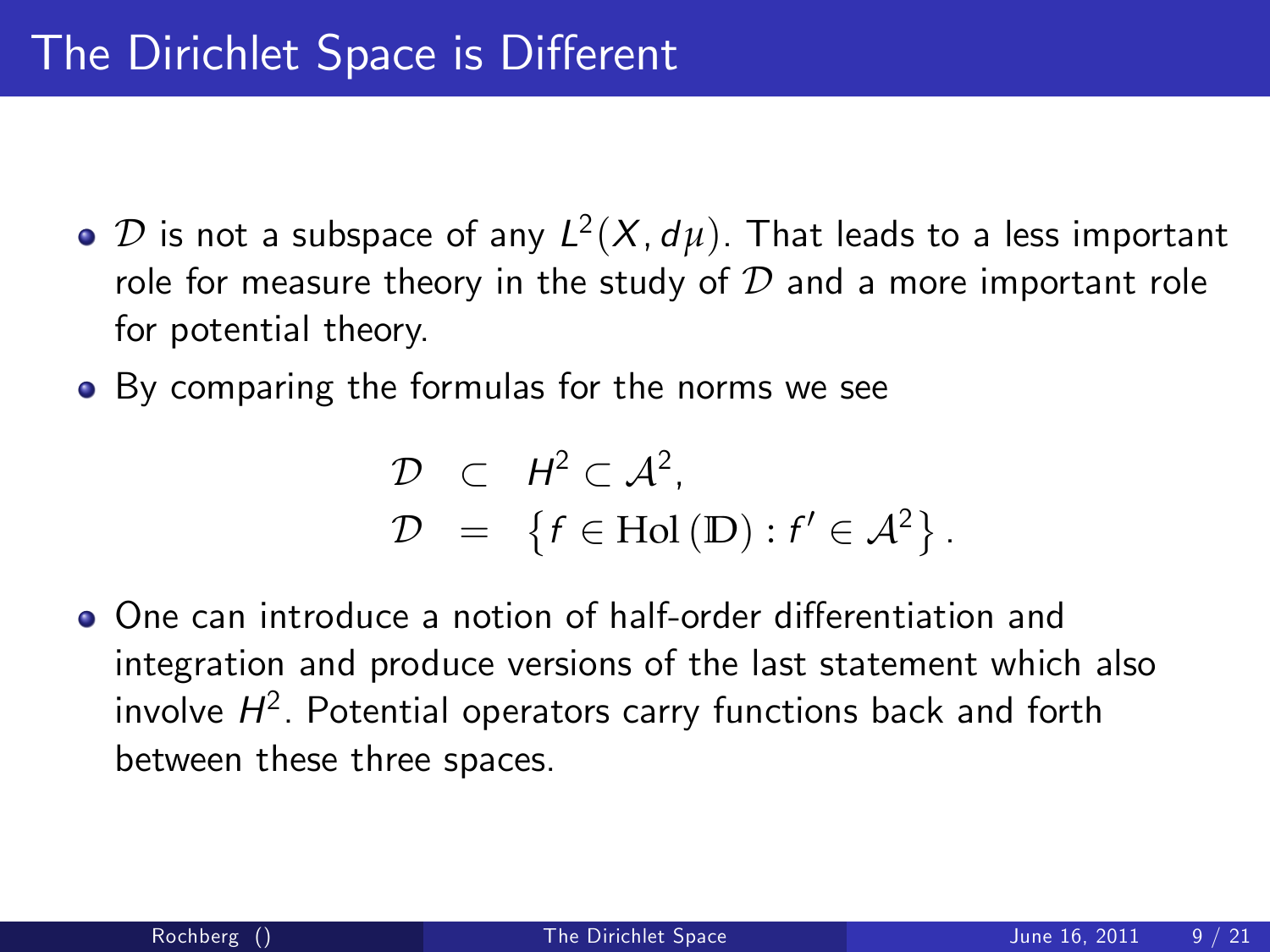# The Dirichlet Space is Different

- $\mathcal{D}$ is not a subspace of any $L^2(X, d\mu)$. That leads to a less important role for measure theory in the study of $\mathcal{D}$ and a more important role for potential theory.
- By comparing the formulas for the norms we see

$$
\begin{aligned}
\mathcal{D} &\subset H^2 \subset \mathcal{A}^2, \\
\mathcal{D} &= \left\{ f \in \mathrm{Hol}(\mathbb{D}) : f' \in \mathcal{A}^2 \right\}.
\end{aligned}
$$

- One can introduce a notion of half-order differentiation and integration and produce versions of the last statement which also involve $H^2$. Potential operators carry functions back and forth between these three spaces.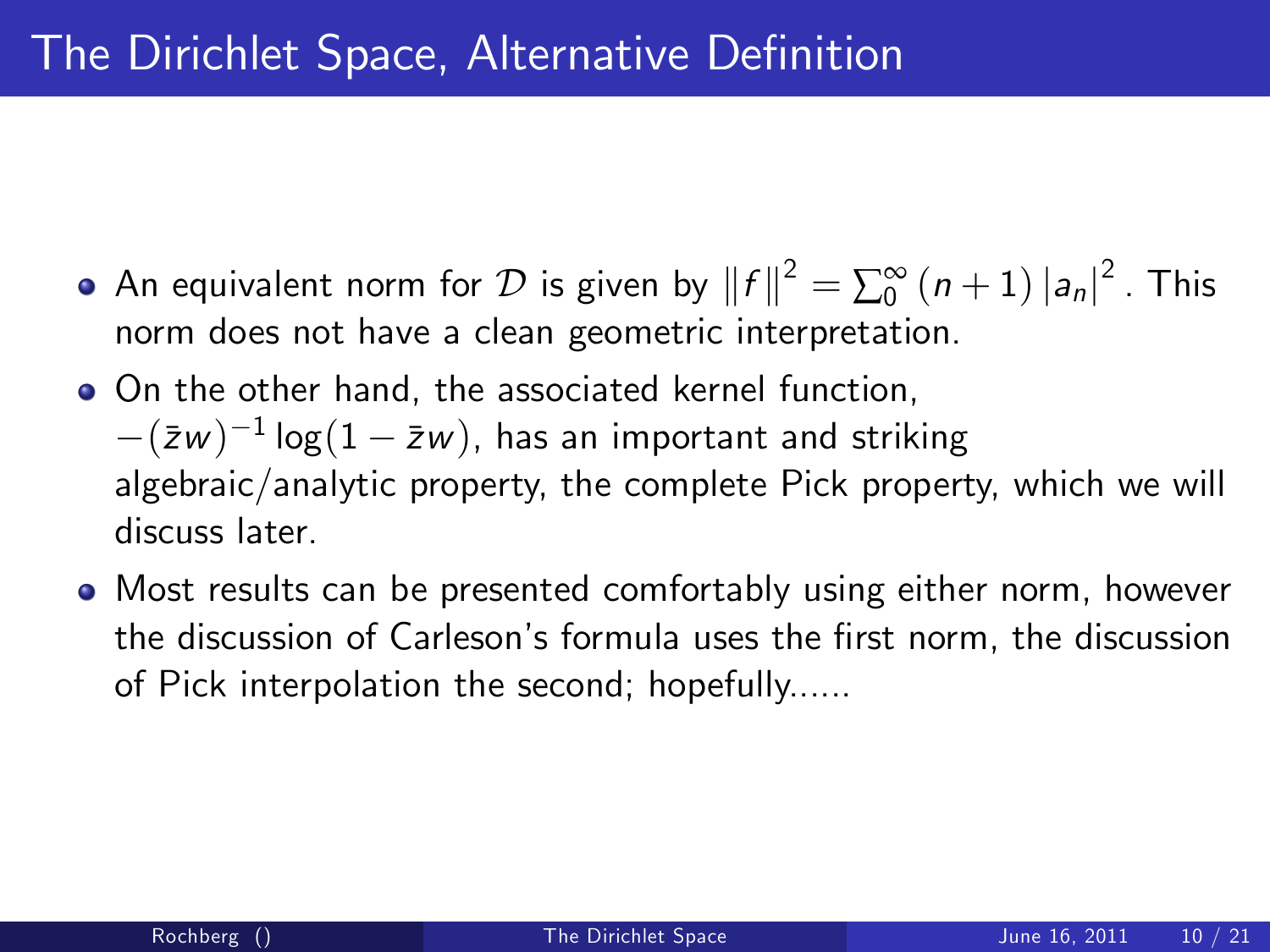# The Dirichlet Space, Alternative Definition

- An equivalent norm for $\mathcal{D}$ is given by $\|f\|^2 = \sum_0^\infty (n+1)|a_n|^2$. This norm does not have a clean geometric interpretation.
- On the other hand, the associated kernel function, $-(\bar{z}w)^{-1}\log(1-\bar{z}w)$, has an important and striking algebraic/analytic property, the complete Pick property, which we will discuss later.
- Most results can be presented comfortably using either norm, however the discussion of Carleson's formula uses the first norm, the discussion of Pick interpolation the second; hopefully......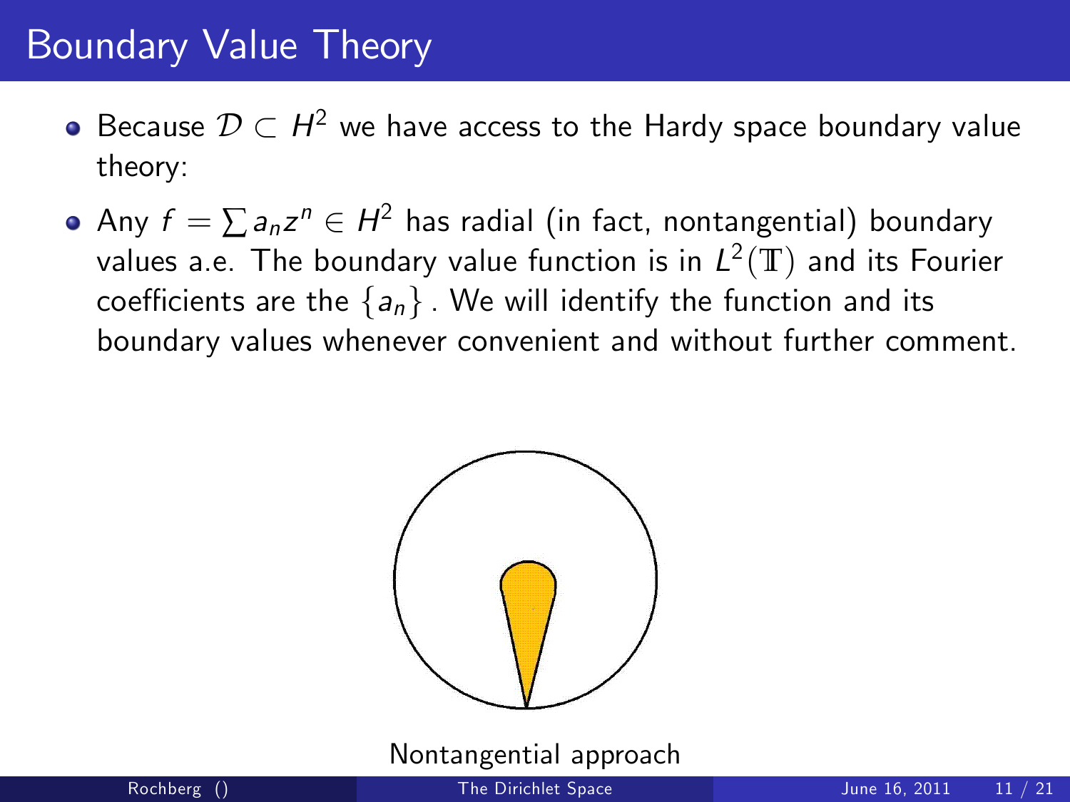# Boundary Value Theory

- Because $\mathcal{D} \subset H^2$ we have access to the Hardy space boundary value theory:
- Any $f = \sum a_n z^n \in H^2$ has radial (in fact, nontangential) boundary values a.e. The boundary value function is in $L^2(\mathbb{T})$ and its Fourier coefficients are the $\{a_n\}$. We will identify the function and its boundary values whenever convenient and without further comment.

Nontangential approach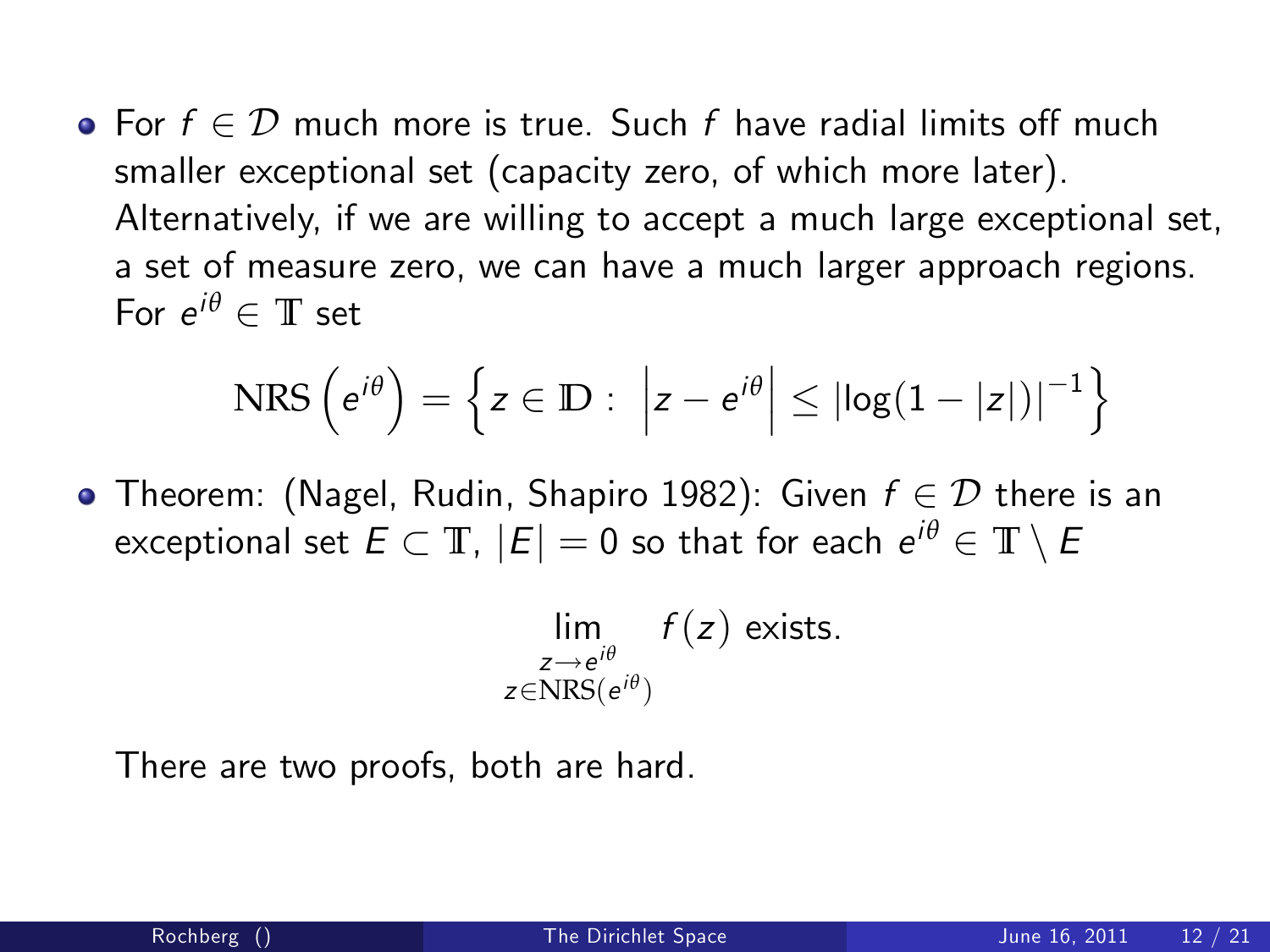- For $f \in \mathcal{D}$ much more is true. Such $f$ have radial limits off much smaller exceptional set (capacity zero, of which more later). Alternatively, if we are willing to accept a much large exceptional set, a set of measure zero, we can have a much larger approach regions. For $e^{i\theta} \in \mathbb{T}$ set

$$\mathrm{NRS}\left(e^{i\theta}\right) = \left\{ z \in \mathbb{D} : \left| z - e^{i\theta} \right| \leq \left| \log(1 - |z|) \right|^{-1} \right\}$$

- Theorem: (Nagel, Rudin, Shapiro 1982): Given $f \in \mathcal{D}$ there is an exceptional set $E \subset \mathbb{T}$, $|E| = 0$ so that for each $e^{i\theta} \in \mathbb{T} \setminus E$

$$\lim_{\substack{z \to e^{i\theta} \\ z \in \mathrm{NRS}(e^{i\theta})}} f(z) \text{ exists.}$$

  There are two proofs, both are hard.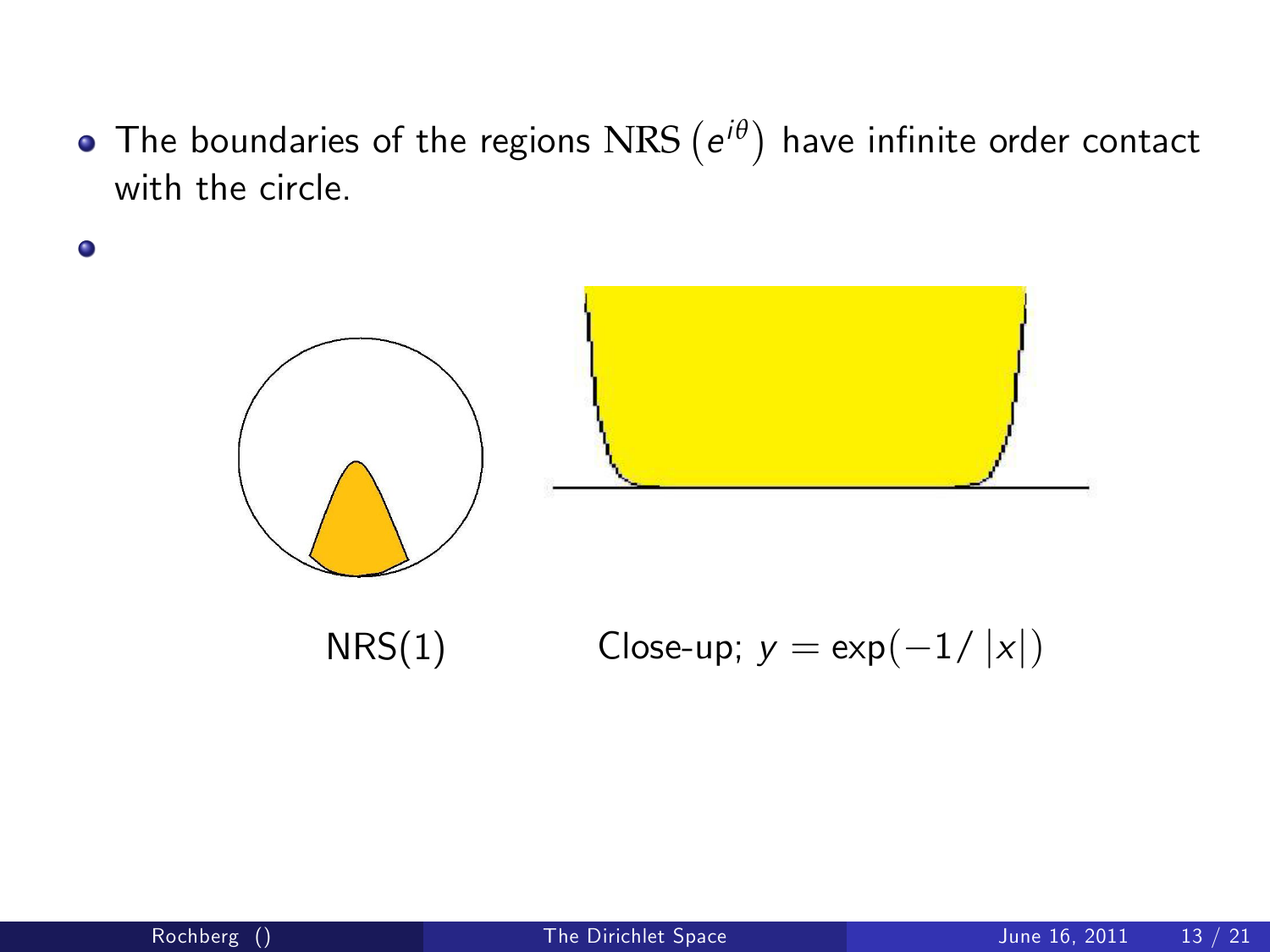- The boundaries of the regions $\text{NRS}\left(e^{i\theta}\right)$ have infinite order contact with the circle.
- 

NRS(1)

Close-up; $y = \exp(-1/|x|)$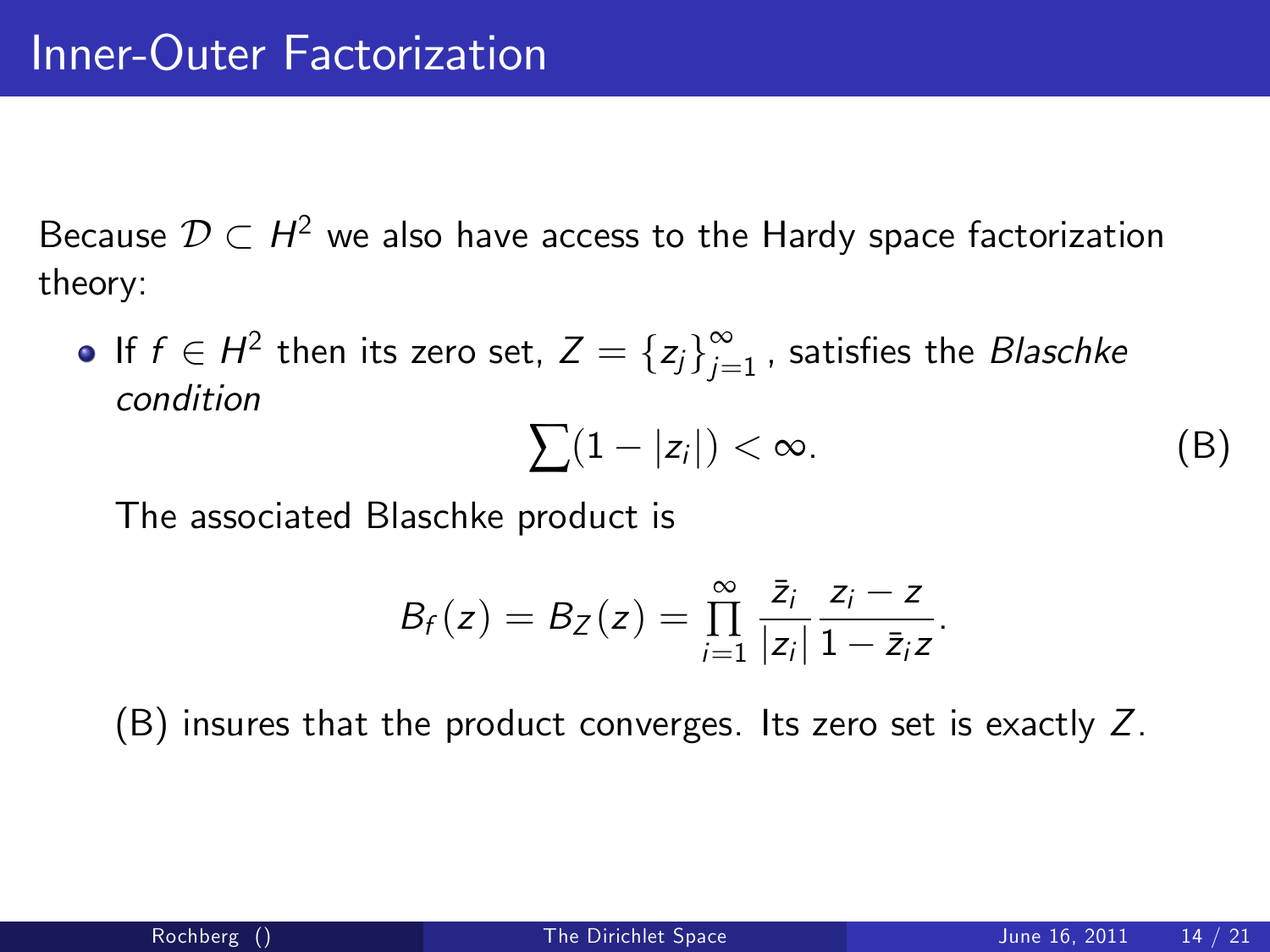# Inner-Outer Factorization

Because $\mathcal{D} \subset H^2$ we also have access to the Hardy space factorization theory:

- If $f \in H^2$ then its zero set, $Z = \{z_j\}_{j=1}^{\infty}$ , satisfies the *Blaschke condition*

  $$\sum (1 - |z_i|) < \infty. \tag{B}$$

  The associated Blaschke product is

  $$B_f(z) = B_Z(z) = \prod_{i=1}^{\infty} \frac{\bar{z}_i}{|z_i|} \frac{z_i - z}{1 - \bar{z}_i z}.$$

  (B) insures that the product converges. Its zero set is exactly $Z$.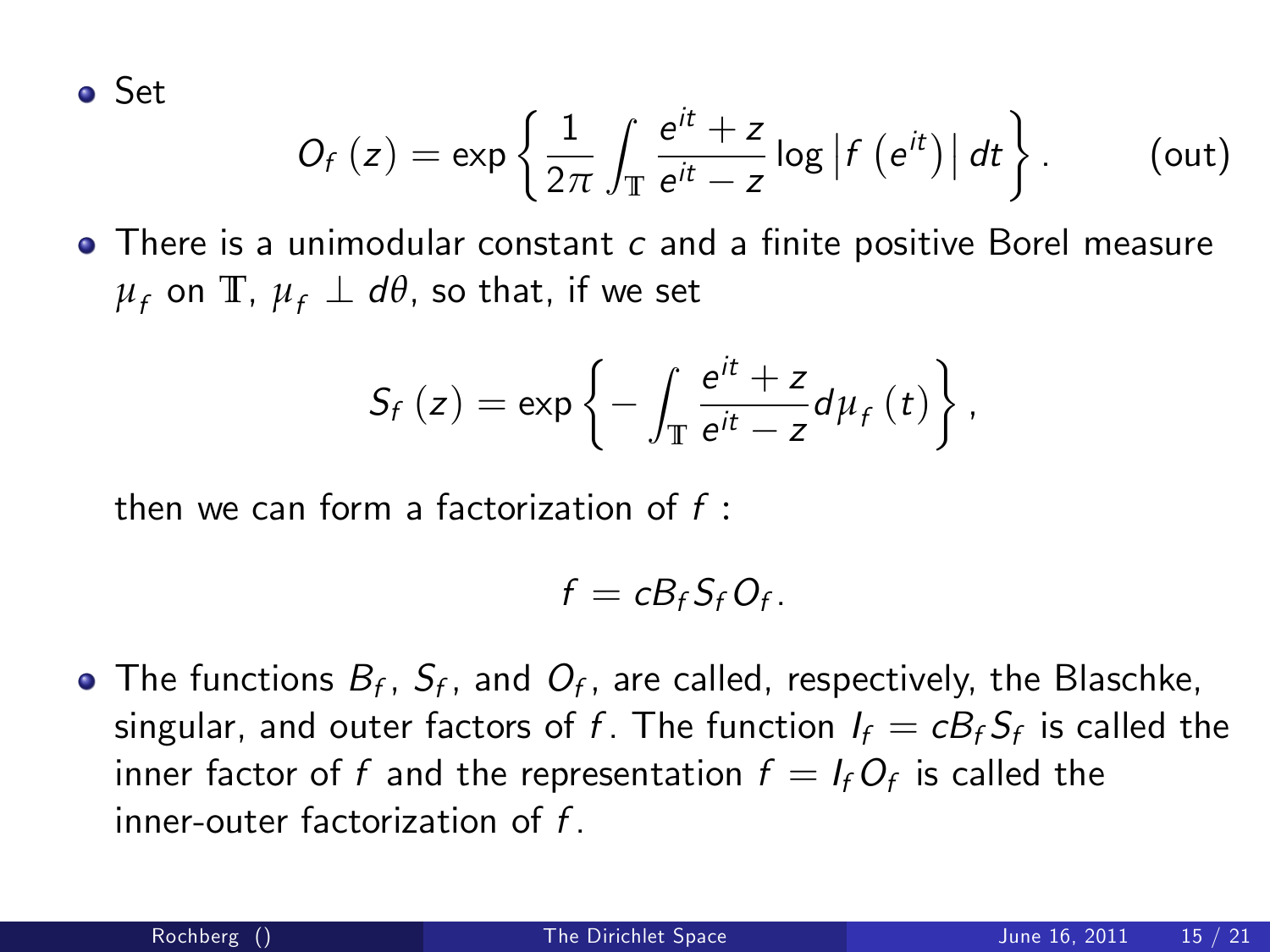- Set

$$O_f(z) = \exp\left\{ \frac{1}{2\pi} \int_{\mathbb{T}} \frac{e^{it}+z}{e^{it}-z} \log\left|f\left(e^{it}\right)\right| dt \right\}. \qquad \text{(out)}$$

- There is a unimodular constant $c$ and a finite positive Borel measure $\mu_f$ on $\mathbb{T}$, $\mu_f \perp d\theta$, so that, if we set

$$S_f(z) = \exp\left\{ -\int_{\mathbb{T}} \frac{e^{it}+z}{e^{it}-z} d\mu_f(t) \right\},$$

then we can form a factorization of $f$ :

$$f = cB_f S_f O_f.$$

- The functions $B_f$, $S_f$, and $O_f$, are called, respectively, the Blaschke, singular, and outer factors of $f$. The function $I_f = cB_f S_f$ is called the inner factor of $f$ and the representation $f = I_f O_f$ is called the inner-outer factorization of $f$.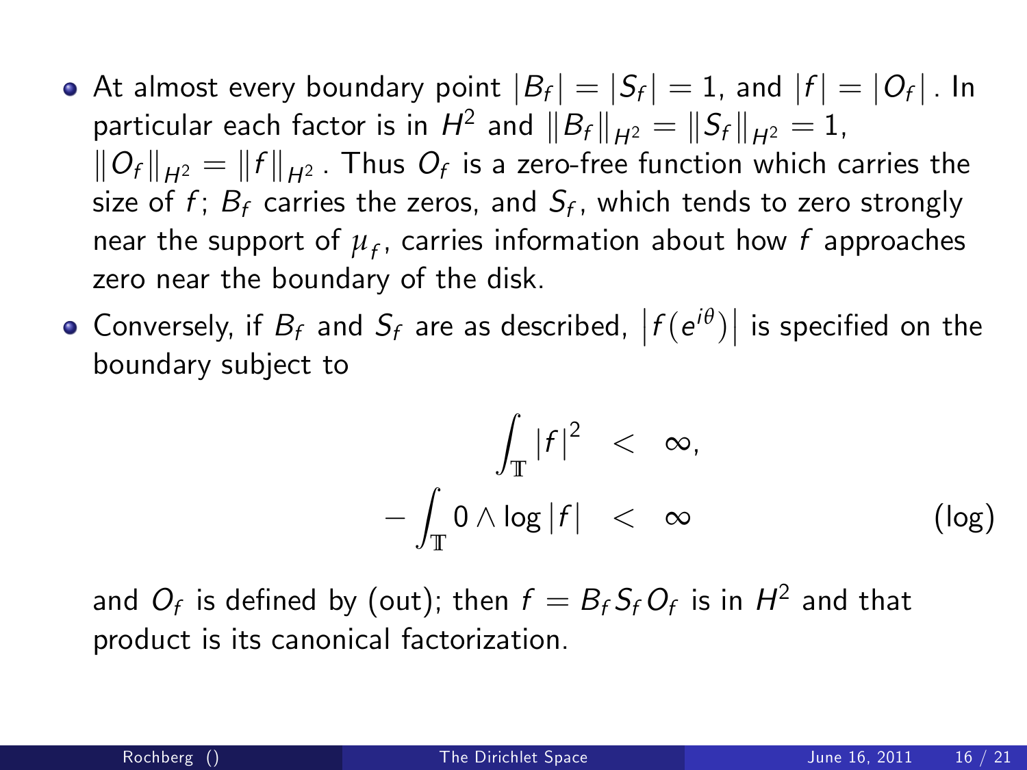- At almost every boundary point $|B_f| = |S_f| = 1$, and $|f| = |O_f|$. In particular each factor is in $H^2$ and $\|B_f\|_{H^2} = \|S_f\|_{H^2} = 1$, $\|O_f\|_{H^2} = \|f\|_{H^2}$. Thus $O_f$ is a zero-free function which carries the size of $f$; $B_f$ carries the zeros, and $S_f$, which tends to zero strongly near the support of $\mu_f$, carries information about how $f$ approaches zero near the boundary of the disk.
- Conversely, if $B_f$ and $S_f$ are as described, $\left|f(e^{i\theta})\right|$ is specified on the boundary subject to

$$
\begin{aligned}
\int_{\mathbb{T}} |f|^2 &< \infty, \\
-\int_{\mathbb{T}} 0 \wedge \log|f| &< \infty \qquad \text{(log)}
\end{aligned}
$$

  and $O_f$ is defined by (out); then $f = B_f S_f O_f$ is in $H^2$ and that product is its canonical factorization.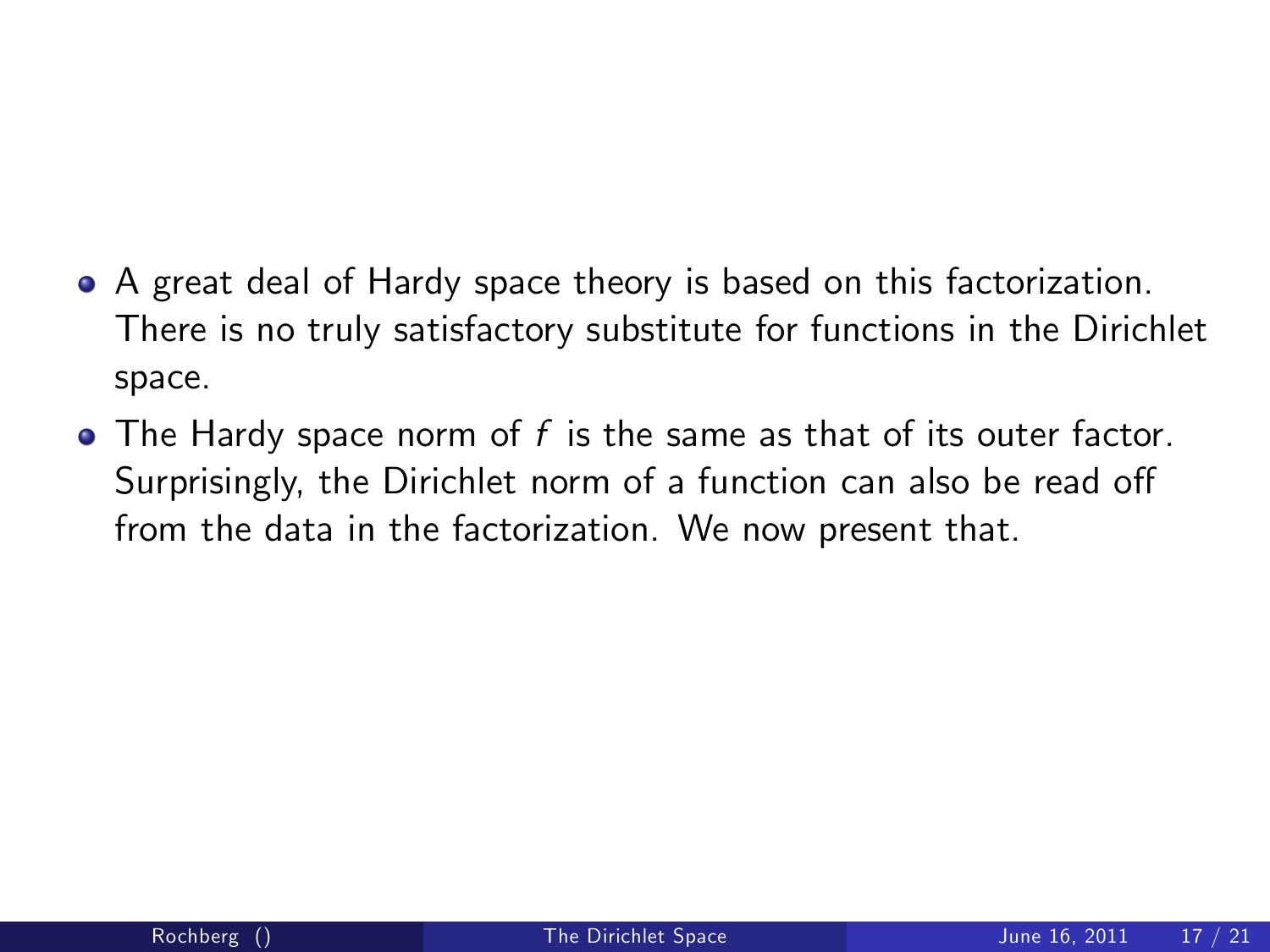- A great deal of Hardy space theory is based on this factorization. There is no truly satisfactory substitute for functions in the Dirichlet space.
- The Hardy space norm of $f$ is the same as that of its outer factor. Surprisingly, the Dirichlet norm of a function can also be read off from the data in the factorization. We now present that.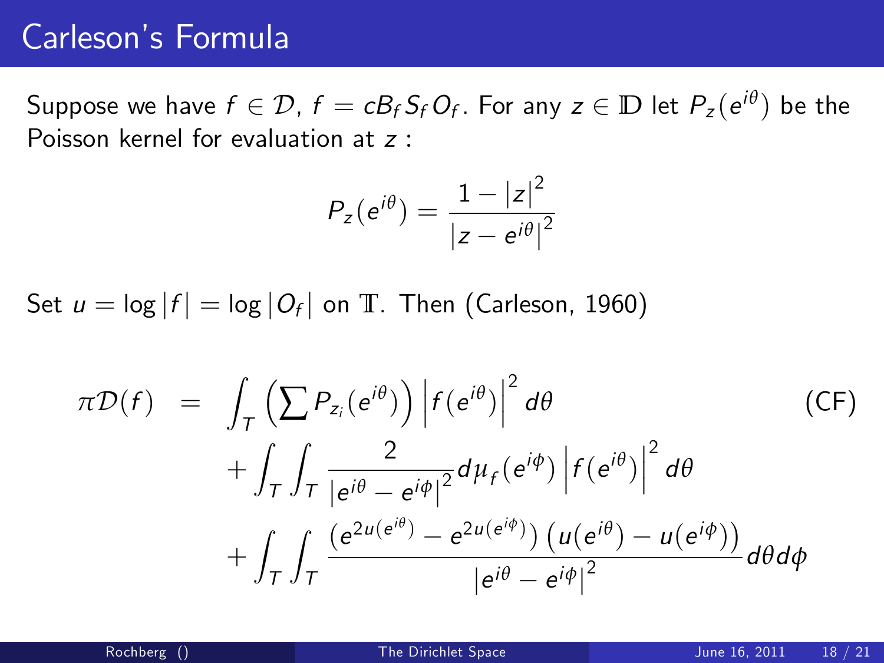# Carleson's Formula

Suppose we have $f \in \mathcal{D}$, $f = cB_f S_f O_f$. For any $z \in \mathbb{D}$ let $P_z(e^{i\theta})$ be the Poisson kernel for evaluation at $z$ :

$$P_z(e^{i\theta}) = \frac{1 - |z|^2}{|z - e^{i\theta}|^2}$$

Set $u = \log|f| = \log|O_f|$ on $\mathbb{T}$. Then (Carleson, 1960)

$$\begin{aligned}
\pi \mathcal{D}(f) &= \int_T \left( \sum P_{z_i}(e^{i\theta}) \right) \left| f(e^{i\theta}) \right|^2 d\theta \\
&\quad + \int_T \int_T \frac{2}{|e^{i\theta} - e^{i\phi}|^2} d\mu_f(e^{i\phi}) \left| f(e^{i\theta}) \right|^2 d\theta \\
&\quad + \int_T \int_T \frac{\left(e^{2u(e^{i\theta})} - e^{2u(e^{i\phi})}\right)\left(u(e^{i\theta}) - u(e^{i\phi})\right)}{|e^{i\theta} - e^{i\phi}|^2} d\theta d\phi
\end{aligned} \tag{CF}$$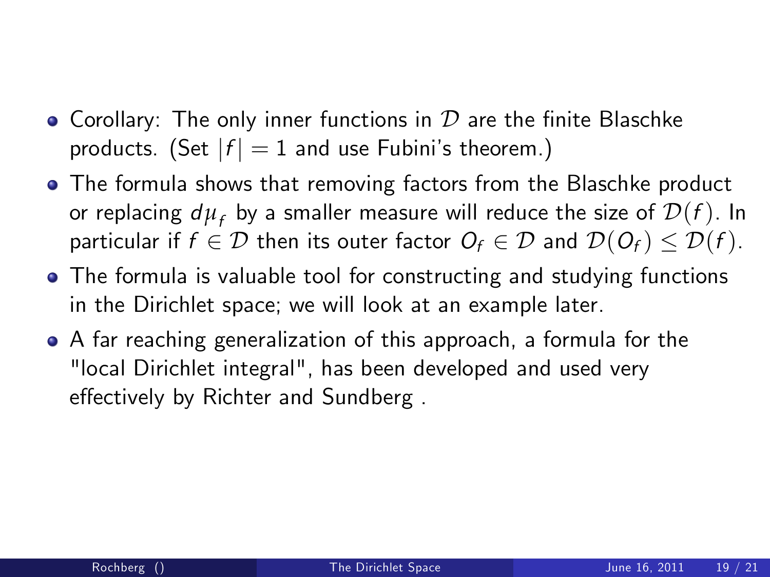- Corollary: The only inner functions in $\mathcal{D}$ are the finite Blaschke products. (Set $|f| = 1$ and use Fubini's theorem.)
- The formula shows that removing factors from the Blaschke product or replacing $d\mu_f$ by a smaller measure will reduce the size of $\mathcal{D}(f)$. In particular if $f \in \mathcal{D}$ then its outer factor $O_f \in \mathcal{D}$ and $\mathcal{D}(O_f) \leq \mathcal{D}(f)$.
- The formula is valuable tool for constructing and studying functions in the Dirichlet space; we will look at an example later.
- A far reaching generalization of this approach, a formula for the "local Dirichlet integral", has been developed and used very effectively by Richter and Sundberg .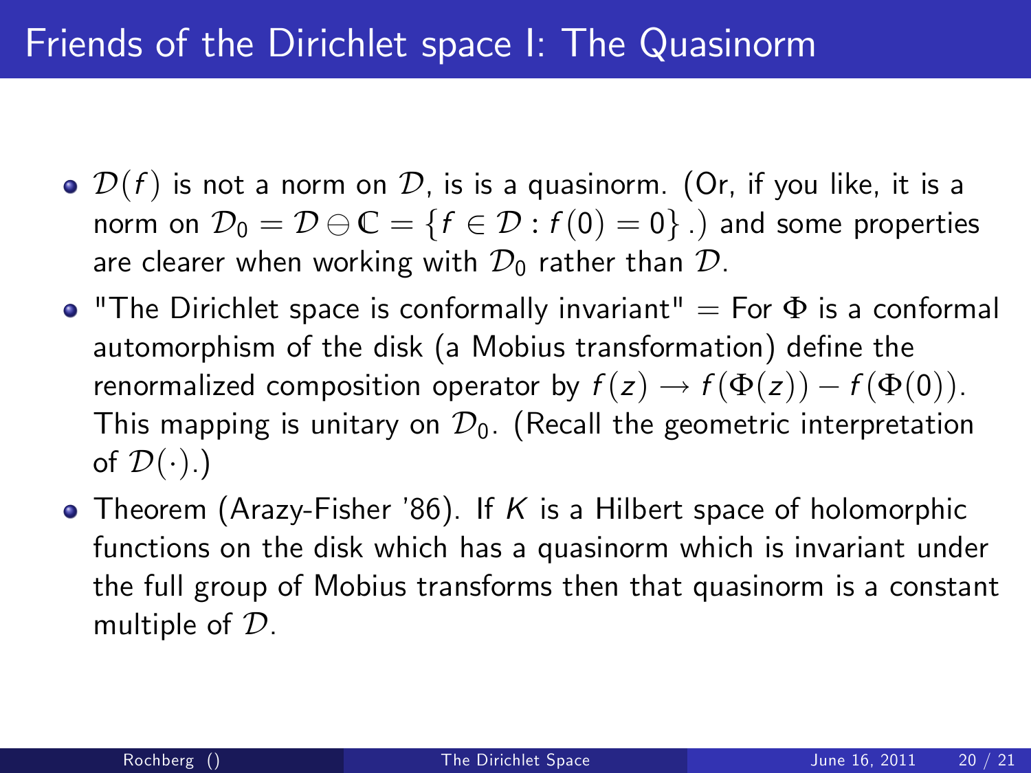# Friends of the Dirichlet space I: The Quasinorm

- $\mathcal{D}(f)$ is not a norm on $\mathcal{D}$, is is a quasinorm. (Or, if you like, it is a norm on $\mathcal{D}_0 = \mathcal{D} \ominus \mathbb{C} = \{f \in \mathcal{D} : f(0) = 0\}$.) and some properties are clearer when working with $\mathcal{D}_0$ rather than $\mathcal{D}$.
- "The Dirichlet space is conformally invariant" = For $\Phi$ is a conformal automorphism of the disk (a Mobius transformation) define the renormalized composition operator by $f(z) \to f(\Phi(z)) - f(\Phi(0))$. This mapping is unitary on $\mathcal{D}_0$. (Recall the geometric interpretation of $\mathcal{D}(\cdot)$.)
- Theorem (Arazy-Fisher '86). If $K$ is a Hilbert space of holomorphic functions on the disk which has a quasinorm which is invariant under the full group of Mobius transforms then that quasinorm is a constant multiple of $\mathcal{D}$.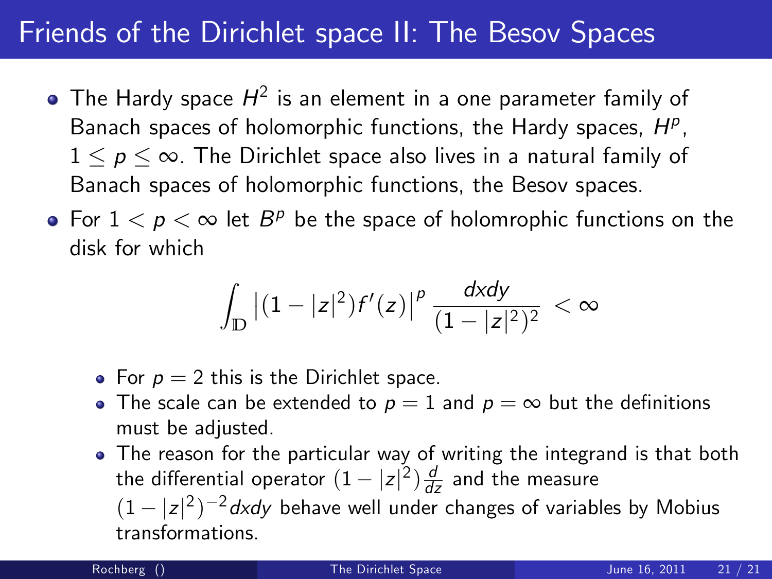# Friends of the Dirichlet space II: The Besov Spaces

- The Hardy space $H^2$ is an element in a one parameter family of Banach spaces of holomorphic functions, the Hardy spaces, $H^p$, $1 \leq p \leq \infty$. The Dirichlet space also lives in a natural family of Banach spaces of holomorphic functions, the Besov spaces.
- For $1 < p < \infty$ let $B^p$ be the space of holomrophic functions on the disk for which

$$\int_{\mathbb{D}} \left|(1-|z|^2)f'(z)\right|^p \frac{dxdy}{(1-|z|^2)^2} < \infty$$

  - For $p = 2$ this is the Dirichlet space.
  - The scale can be extended to $p = 1$ and $p = \infty$ but the definitions must be adjusted.
  - The reason for the particular way of writing the integrand is that both the differential operator $(1-|z|^2)\frac{d}{dz}$ and the measure $(1-|z|^2)^{-2}dxdy$ behave well under changes of variables by Mobius transformations.